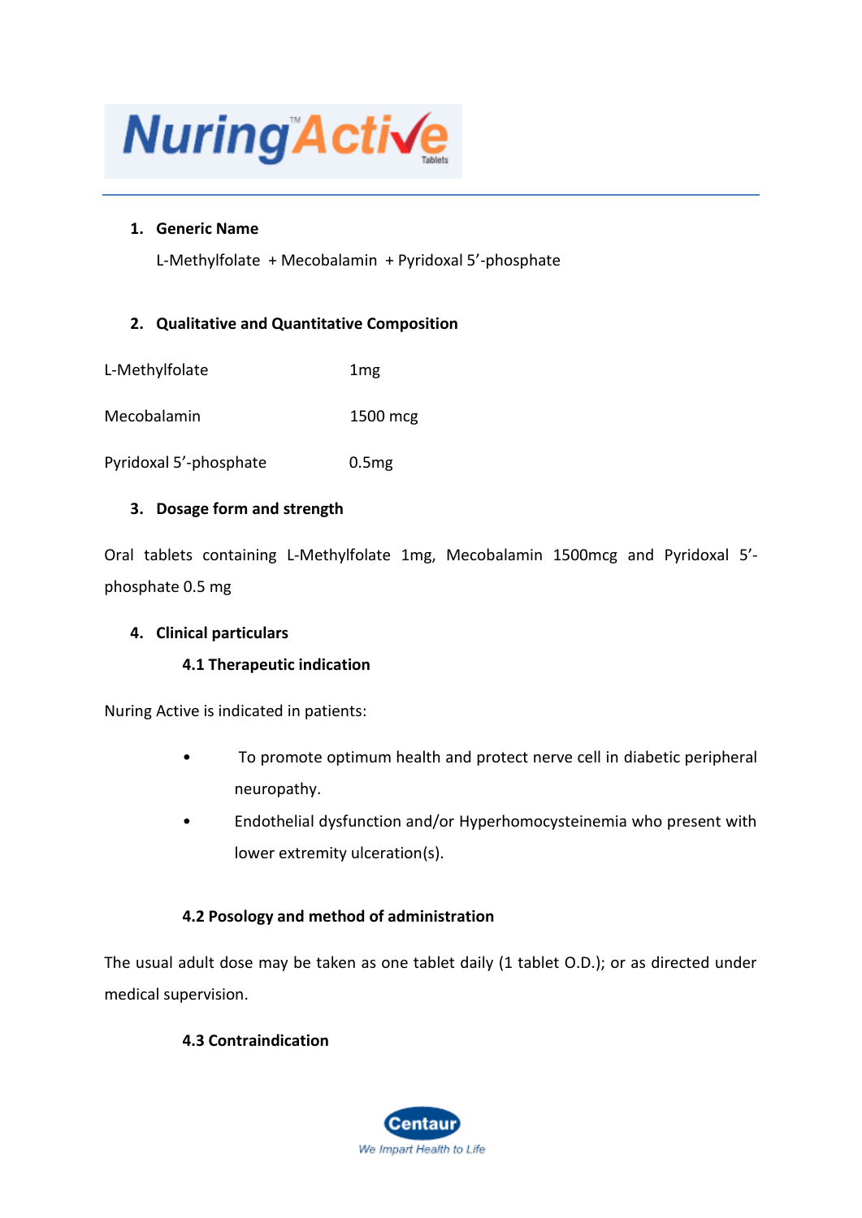# NuringActive™ Tablets

## 1. Generic Name

L-Methylfolate + Mecobalamin + Pyridoxal 5'-phosphate

## 2. Qualitative and Quantitative Composition

| | |
|---|---|
| L-Methylfolate | 1mg |
| Mecobalamin | 1500 mcg |
| Pyridoxal 5'-phosphate | 0.5mg |

## 3. Dosage form and strength

Oral tablets containing L-Methylfolate 1mg, Mecobalamin 1500mcg and Pyridoxal 5'-phosphate 0.5 mg

## 4. Clinical particulars

### 4.1 Therapeutic indication

Nuring Active is indicated in patients:

- To promote optimum health and protect nerve cell in diabetic peripheral neuropathy.
- Endothelial dysfunction and/or Hyperhomocysteinemia who present with lower extremity ulceration(s).

### 4.2 Posology and method of administration

The usual adult dose may be taken as one tablet daily (1 tablet O.D.); or as directed under medical supervision.

### 4.3 Contraindication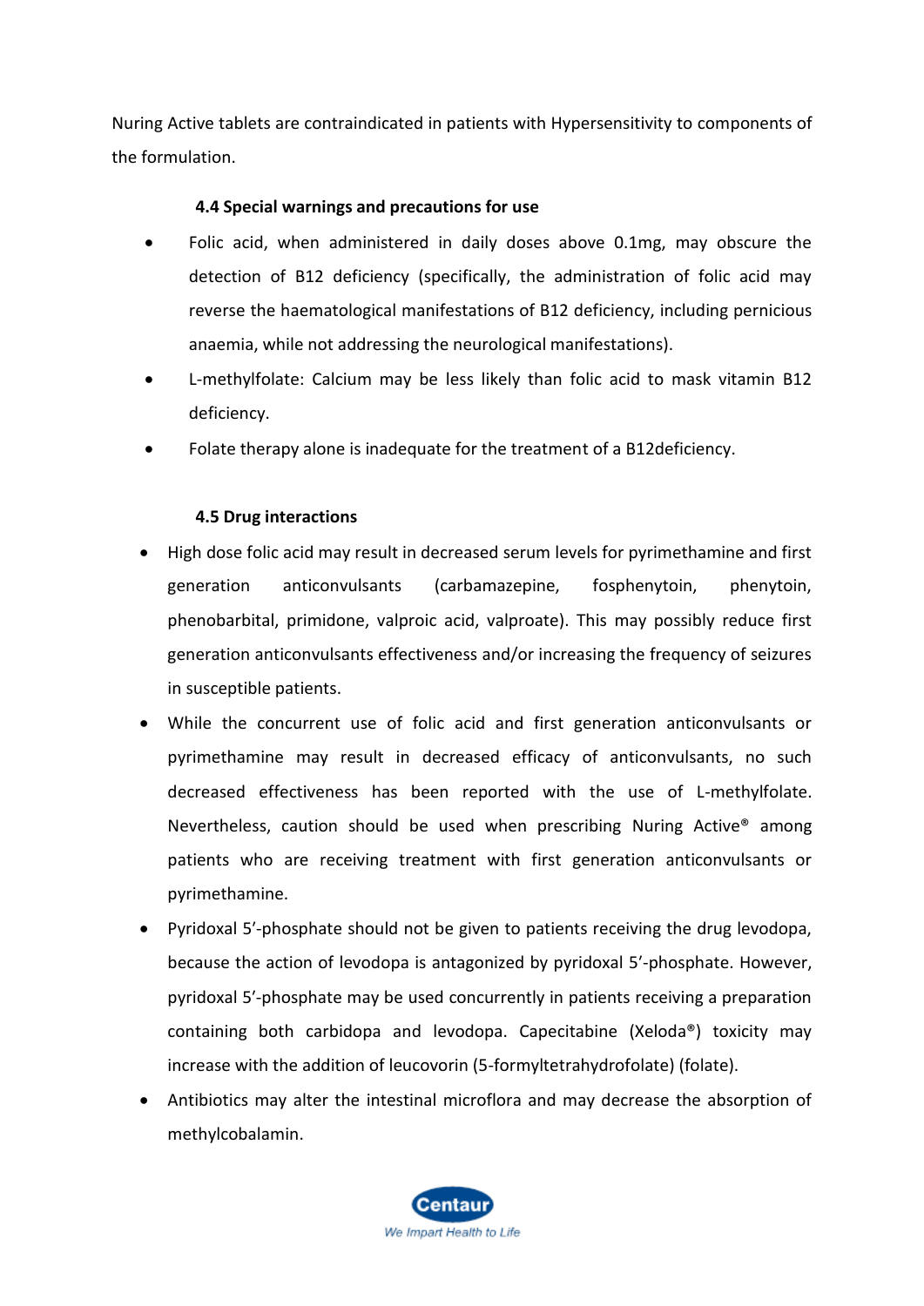Nuring Active tablets are contraindicated in patients with Hypersensitivity to components of the formulation.

### 4.4 Special warnings and precautions for use

- Folic acid, when administered in daily doses above 0.1mg, may obscure the detection of B12 deficiency (specifically, the administration of folic acid may reverse the haematological manifestations of B12 deficiency, including pernicious anaemia, while not addressing the neurological manifestations).
- L-methylfolate: Calcium may be less likely than folic acid to mask vitamin B12 deficiency.
- Folate therapy alone is inadequate for the treatment of a B12deficiency.

### 4.5 Drug interactions

- High dose folic acid may result in decreased serum levels for pyrimethamine and first generation anticonvulsants (carbamazepine, fosphenytoin, phenytoin, phenobarbital, primidone, valproic acid, valproate). This may possibly reduce first generation anticonvulsants effectiveness and/or increasing the frequency of seizures in susceptible patients.
- While the concurrent use of folic acid and first generation anticonvulsants or pyrimethamine may result in decreased efficacy of anticonvulsants, no such decreased effectiveness has been reported with the use of L-methylfolate. Nevertheless, caution should be used when prescribing Nuring Active® among patients who are receiving treatment with first generation anticonvulsants or pyrimethamine.
- Pyridoxal 5′-phosphate should not be given to patients receiving the drug levodopa, because the action of levodopa is antagonized by pyridoxal 5′-phosphate. However, pyridoxal 5′-phosphate may be used concurrently in patients receiving a preparation containing both carbidopa and levodopa. Capecitabine (Xeloda®) toxicity may increase with the addition of leucovorin (5-formyltetrahydrofolate) (folate).
- Antibiotics may alter the intestinal microflora and may decrease the absorption of methylcobalamin.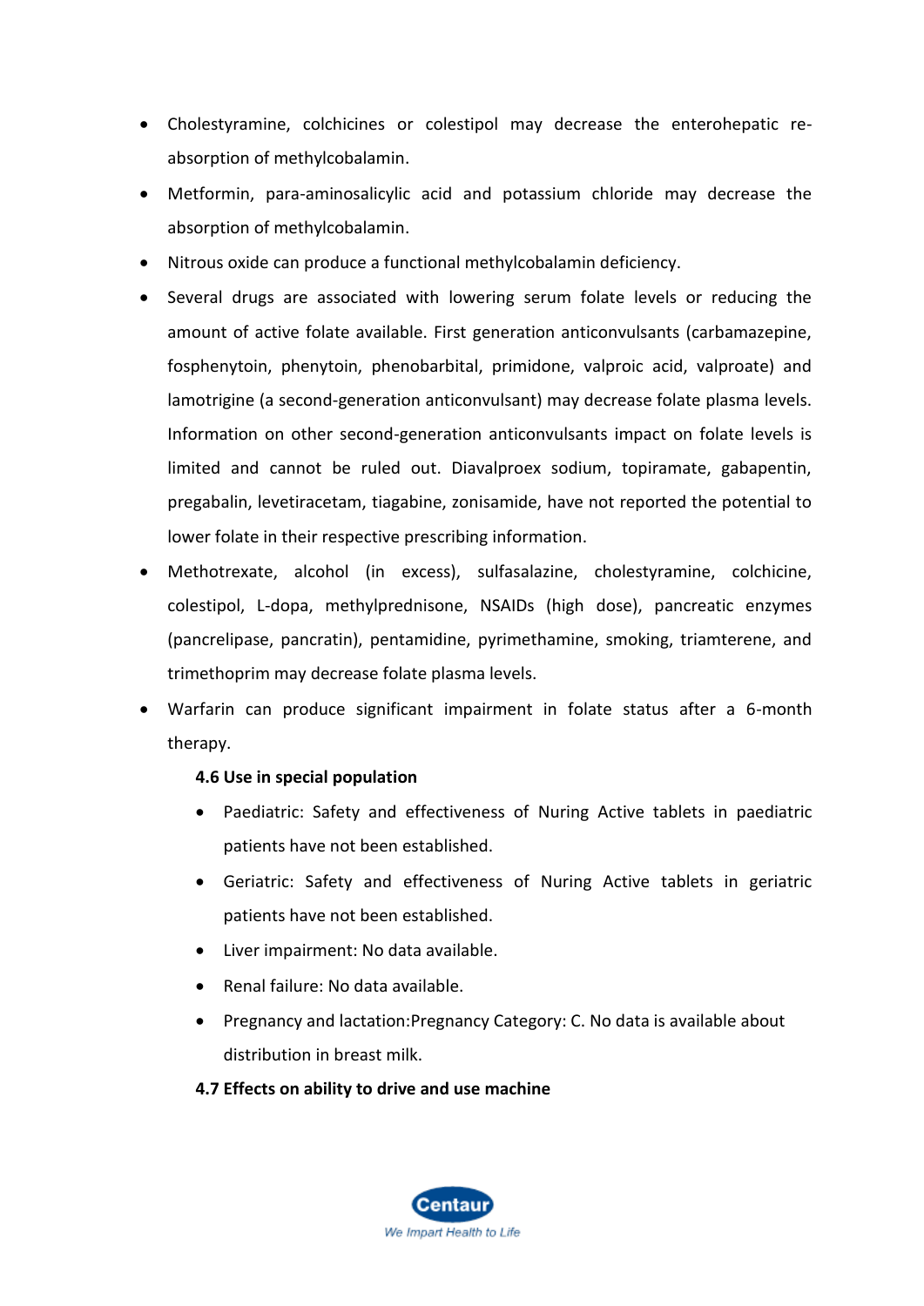- Cholestyramine, colchicines or colestipol may decrease the enterohepatic re-absorption of methylcobalamin.
- Metformin, para-aminosalicylic acid and potassium chloride may decrease the absorption of methylcobalamin.
- Nitrous oxide can produce a functional methylcobalamin deficiency.
- Several drugs are associated with lowering serum folate levels or reducing the amount of active folate available. First generation anticonvulsants (carbamazepine, fosphenytoin, phenytoin, phenobarbital, primidone, valproic acid, valproate) and lamotrigine (a second-generation anticonvulsant) may decrease folate plasma levels. Information on other second-generation anticonvulsants impact on folate levels is limited and cannot be ruled out. Diavalproex sodium, topiramate, gabapentin, pregabalin, levetiracetam, tiagabine, zonisamide, have not reported the potential to lower folate in their respective prescribing information.
- Methotrexate, alcohol (in excess), sulfasalazine, cholestyramine, colchicine, colestipol, L-dopa, methylprednisone, NSAIDs (high dose), pancreatic enzymes (pancrelipase, pancratin), pentamidine, pyrimethamine, smoking, triamterene, and trimethoprim may decrease folate plasma levels.
- Warfarin can produce significant impairment in folate status after a 6-month therapy.

**4.6 Use in special population**

- Paediatric: Safety and effectiveness of Nuring Active tablets in paediatric patients have not been established.
- Geriatric: Safety and effectiveness of Nuring Active tablets in geriatric patients have not been established.
- Liver impairment: No data available.
- Renal failure: No data available.
- Pregnancy and lactation:Pregnancy Category: C. No data is available about distribution in breast milk.

**4.7 Effects on ability to drive and use machine**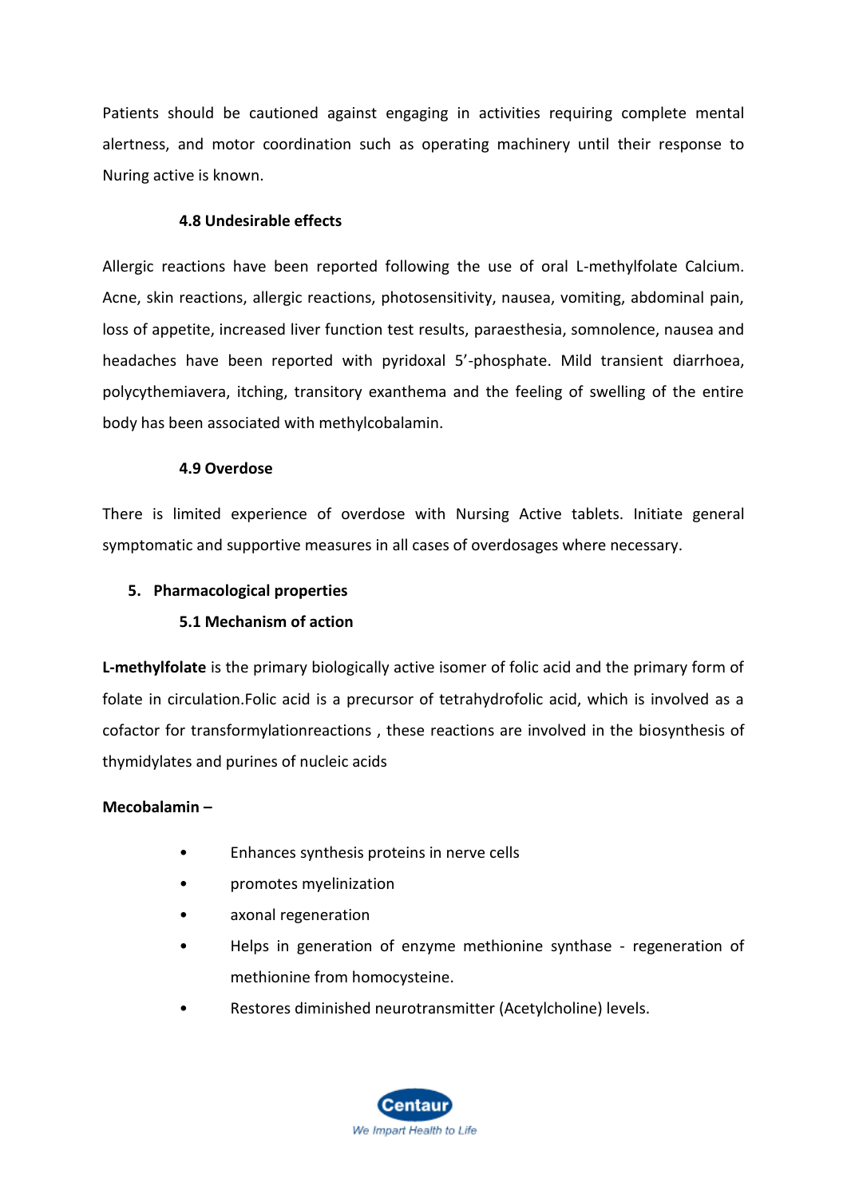Patients should be cautioned against engaging in activities requiring complete mental alertness, and motor coordination such as operating machinery until their response to Nuring active is known.

### 4.8 Undesirable effects

Allergic reactions have been reported following the use of oral L-methylfolate Calcium. Acne, skin reactions, allergic reactions, photosensitivity, nausea, vomiting, abdominal pain, loss of appetite, increased liver function test results, paraesthesia, somnolence, nausea and headaches have been reported with pyridoxal 5'-phosphate. Mild transient diarrhoea, polycythemiavera, itching, transitory exanthema and the feeling of swelling of the entire body has been associated with methylcobalamin.

### 4.9 Overdose

There is limited experience of overdose with Nursing Active tablets. Initiate general symptomatic and supportive measures in all cases of overdosages where necessary.

## 5. Pharmacological properties

### 5.1 Mechanism of action

**L-methylfolate** is the primary biologically active isomer of folic acid and the primary form of folate in circulation.Folic acid is a precursor of tetrahydrofolic acid, which is involved as a cofactor for transformylationreactions , these reactions are involved in the biosynthesis of thymidylates and purines of nucleic acids

**Mecobalamin –**

- Enhances synthesis proteins in nerve cells
- promotes myelinization
- axonal regeneration
- Helps in generation of enzyme methionine synthase - regeneration of methionine from homocysteine.
- Restores diminished neurotransmitter (Acetylcholine) levels.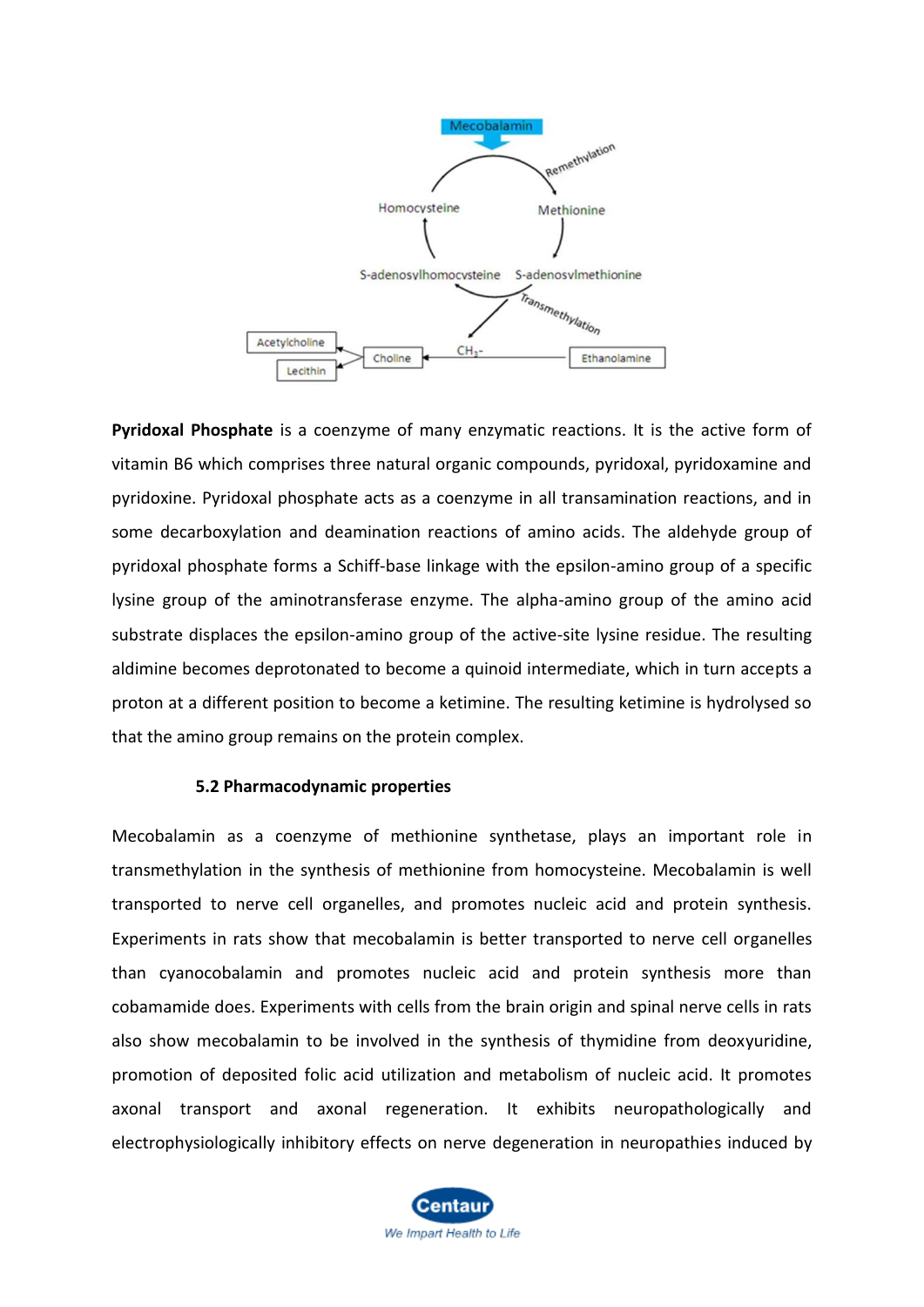Mecobalamin

Remethylation

Homocysteine

Methionine

S-adenosylhomocysteine

S-adenosylmethionine

Transmethylation

Acetylcholine

Choline

$CH_3$-

Ethanolamine

Lecithin

**Pyridoxal Phosphate** is a coenzyme of many enzymatic reactions. It is the active form of vitamin B6 which comprises three natural organic compounds, pyridoxal, pyridoxamine and pyridoxine. Pyridoxal phosphate acts as a coenzyme in all transamination reactions, and in some decarboxylation and deamination reactions of amino acids. The aldehyde group of pyridoxal phosphate forms a Schiff-base linkage with the epsilon-amino group of a specific lysine group of the aminotransferase enzyme. The alpha-amino group of the amino acid substrate displaces the epsilon-amino group of the active-site lysine residue. The resulting aldimine becomes deprotonated to become a quinoid intermediate, which in turn accepts a proton at a different position to become a ketimine. The resulting ketimine is hydrolysed so that the amino group remains on the protein complex.

### 5.2 Pharmacodynamic properties

Mecobalamin as a coenzyme of methionine synthetase, plays an important role in transmethylation in the synthesis of methionine from homocysteine. Mecobalamin is well transported to nerve cell organelles, and promotes nucleic acid and protein synthesis. Experiments in rats show that mecobalamin is better transported to nerve cell organelles than cyanocobalamin and promotes nucleic acid and protein synthesis more than cobamamide does. Experiments with cells from the brain origin and spinal nerve cells in rats also show mecobalamin to be involved in the synthesis of thymidine from deoxyuridine, promotion of deposited folic acid utilization and metabolism of nucleic acid. It promotes axonal transport and axonal regeneration. It exhibits neuropathologically and electrophysiologically inhibitory effects on nerve degeneration in neuropathies induced by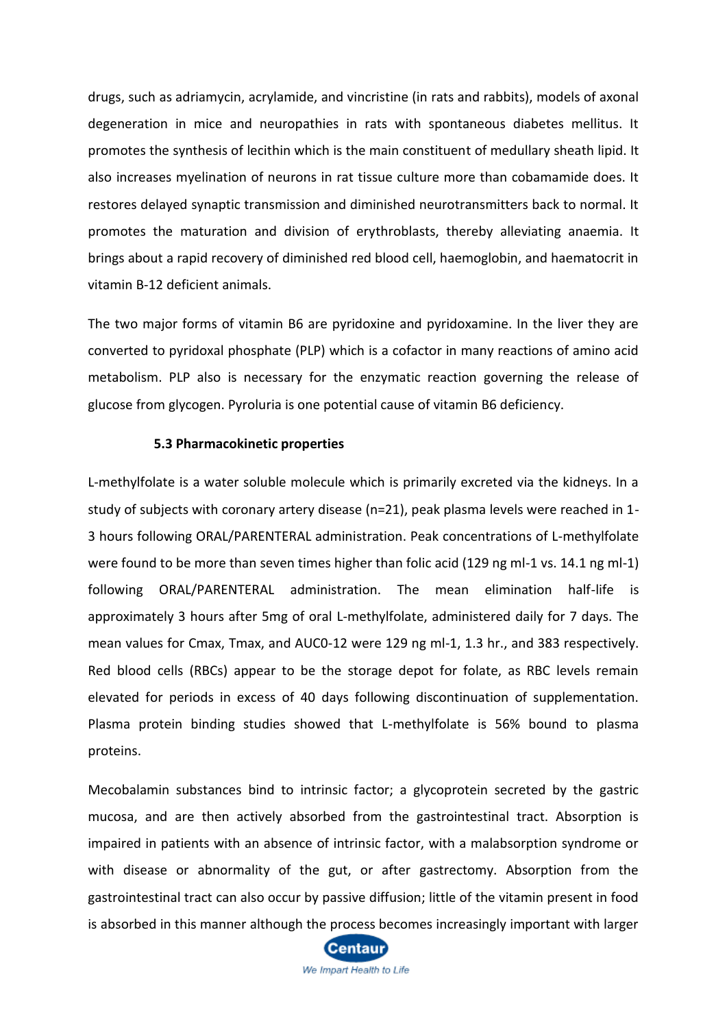drugs, such as adriamycin, acrylamide, and vincristine (in rats and rabbits), models of axonal degeneration in mice and neuropathies in rats with spontaneous diabetes mellitus. It promotes the synthesis of lecithin which is the main constituent of medullary sheath lipid. It also increases myelination of neurons in rat tissue culture more than cobamamide does. It restores delayed synaptic transmission and diminished neurotransmitters back to normal. It promotes the maturation and division of erythroblasts, thereby alleviating anaemia. It brings about a rapid recovery of diminished red blood cell, haemoglobin, and haematocrit in vitamin B-12 deficient animals.

The two major forms of vitamin B6 are pyridoxine and pyridoxamine. In the liver they are converted to pyridoxal phosphate (PLP) which is a cofactor in many reactions of amino acid metabolism. PLP also is necessary for the enzymatic reaction governing the release of glucose from glycogen. Pyroluria is one potential cause of vitamin B6 deficiency.

### 5.3 Pharmacokinetic properties

L-methylfolate is a water soluble molecule which is primarily excreted via the kidneys. In a study of subjects with coronary artery disease (n=21), peak plasma levels were reached in 1-3 hours following ORAL/PARENTERAL administration. Peak concentrations of L-methylfolate were found to be more than seven times higher than folic acid (129 ng ml-1 vs. 14.1 ng ml-1) following ORAL/PARENTERAL administration. The mean elimination half-life is approximately 3 hours after 5mg of oral L-methylfolate, administered daily for 7 days. The mean values for Cmax, Tmax, and AUC0-12 were 129 ng ml-1, 1.3 hr., and 383 respectively. Red blood cells (RBCs) appear to be the storage depot for folate, as RBC levels remain elevated for periods in excess of 40 days following discontinuation of supplementation. Plasma protein binding studies showed that L-methylfolate is 56% bound to plasma proteins.

Mecobalamin substances bind to intrinsic factor; a glycoprotein secreted by the gastric mucosa, and are then actively absorbed from the gastrointestinal tract. Absorption is impaired in patients with an absence of intrinsic factor, with a malabsorption syndrome or with disease or abnormality of the gut, or after gastrectomy. Absorption from the gastrointestinal tract can also occur by passive diffusion; little of the vitamin present in food is absorbed in this manner although the process becomes increasingly important with larger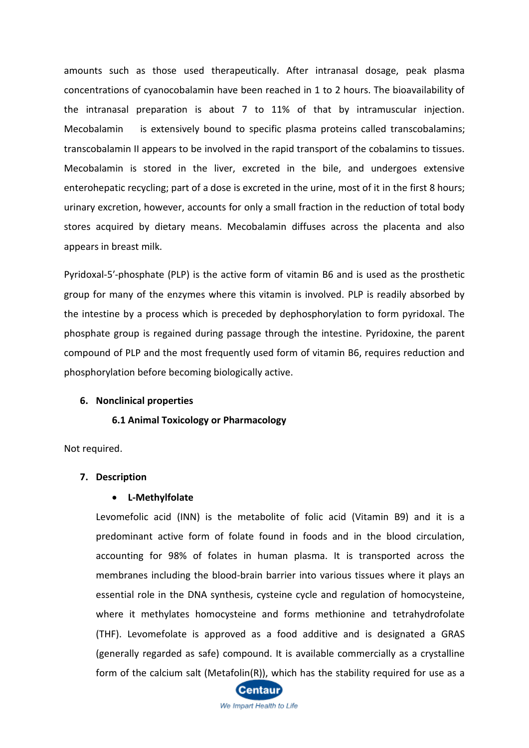amounts such as those used therapeutically. After intranasal dosage, peak plasma concentrations of cyanocobalamin have been reached in 1 to 2 hours. The bioavailability of the intranasal preparation is about 7 to 11% of that by intramuscular injection. Mecobalamin is extensively bound to specific plasma proteins called transcobalamins; transcobalamin II appears to be involved in the rapid transport of the cobalamins to tissues. Mecobalamin is stored in the liver, excreted in the bile, and undergoes extensive enterohepatic recycling; part of a dose is excreted in the urine, most of it in the first 8 hours; urinary excretion, however, accounts for only a small fraction in the reduction of total body stores acquired by dietary means. Mecobalamin diffuses across the placenta and also appears in breast milk.

Pyridoxal-5'-phosphate (PLP) is the active form of vitamin B6 and is used as the prosthetic group for many of the enzymes where this vitamin is involved. PLP is readily absorbed by the intestine by a process which is preceded by dephosphorylation to form pyridoxal. The phosphate group is regained during passage through the intestine. Pyridoxine, the parent compound of PLP and the most frequently used form of vitamin B6, requires reduction and phosphorylation before becoming biologically active.

## 6. Nonclinical properties

### 6.1 Animal Toxicology or Pharmacology

Not required.

## 7. Description

- **L-Methylfolate**

Levomefolic acid (INN) is the metabolite of folic acid (Vitamin B9) and it is a predominant active form of folate found in foods and in the blood circulation, accounting for 98% of folates in human plasma. It is transported across the membranes including the blood-brain barrier into various tissues where it plays an essential role in the DNA synthesis, cysteine cycle and regulation of homocysteine, where it methylates homocysteine and forms methionine and tetrahydrofolate (THF). Levomefolate is approved as a food additive and is designated a GRAS (generally regarded as safe) compound. It is available commercially as a crystalline form of the calcium salt (Metafolin(R)), which has the stability required for use as a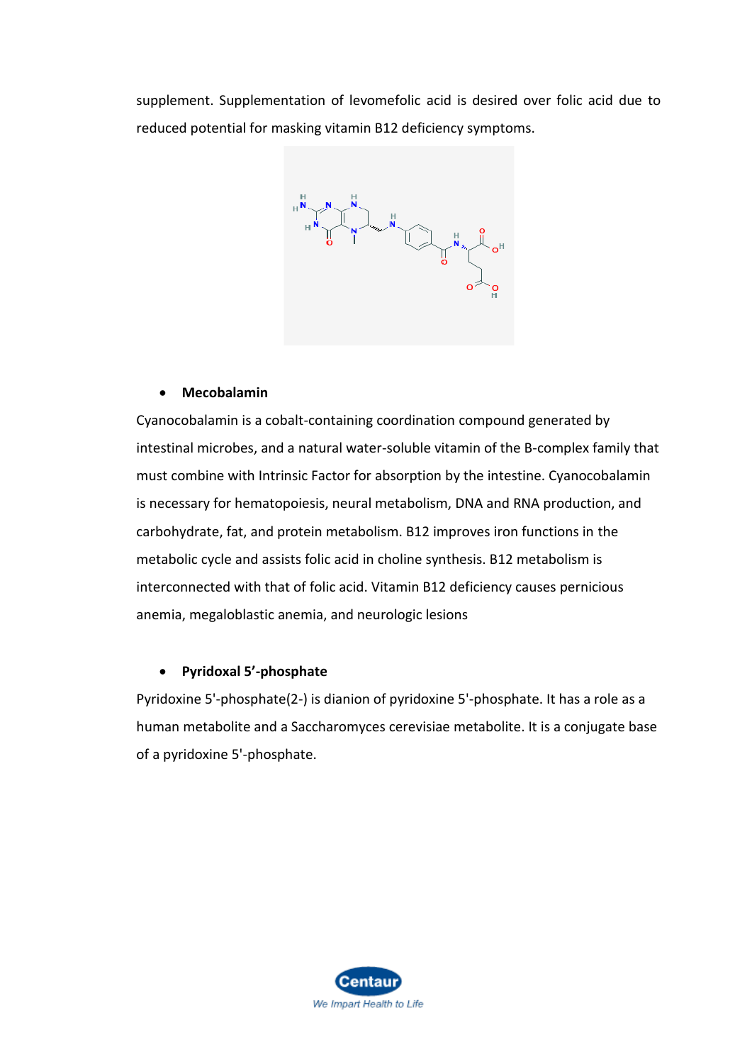supplement. Supplementation of levomefolic acid is desired over folic acid due to reduced potential for masking vitamin B12 deficiency symptoms.

- **Mecobalamin**

Cyanocobalamin is a cobalt-containing coordination compound generated by intestinal microbes, and a natural water-soluble vitamin of the B-complex family that must combine with Intrinsic Factor for absorption by the intestine. Cyanocobalamin is necessary for hematopoiesis, neural metabolism, DNA and RNA production, and carbohydrate, fat, and protein metabolism. B12 improves iron functions in the metabolic cycle and assists folic acid in choline synthesis. B12 metabolism is interconnected with that of folic acid. Vitamin B12 deficiency causes pernicious anemia, megaloblastic anemia, and neurologic lesions

- **Pyridoxal 5'-phosphate**

Pyridoxine 5'-phosphate(2-) is dianion of pyridoxine 5'-phosphate. It has a role as a human metabolite and a Saccharomyces cerevisiae metabolite. It is a conjugate base of a pyridoxine 5'-phosphate.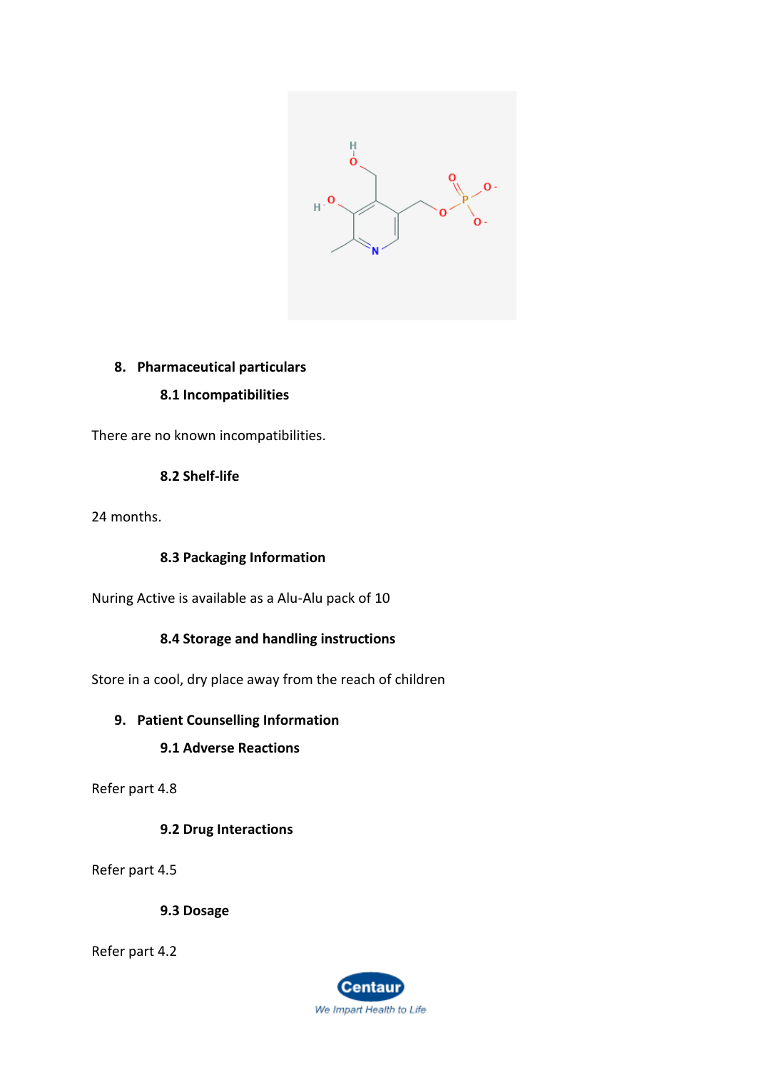## 8. Pharmaceutical particulars

### 8.1 Incompatibilities

There are no known incompatibilities.

### 8.2 Shelf-life

24 months.

### 8.3 Packaging Information

Nuring Active is available as a Alu-Alu pack of 10

### 8.4 Storage and handling instructions

Store in a cool, dry place away from the reach of children

## 9. Patient Counselling Information

### 9.1 Adverse Reactions

Refer part 4.8

### 9.2 Drug Interactions

Refer part 4.5

### 9.3 Dosage

Refer part 4.2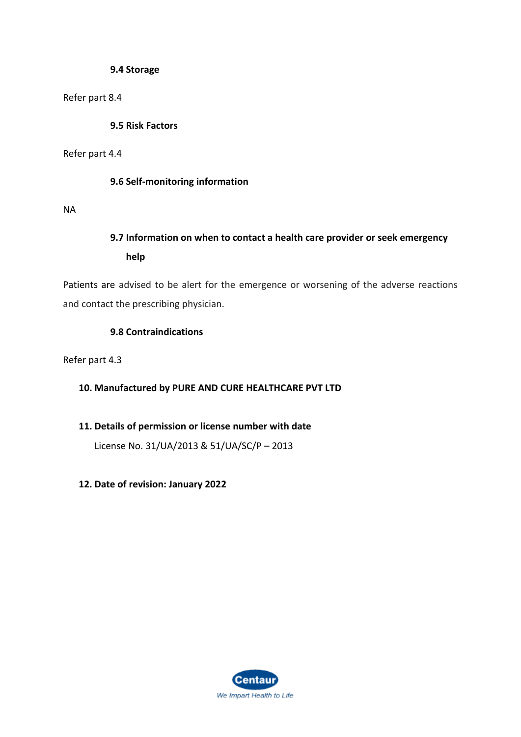### 9.4 Storage

Refer part 8.4

### 9.5 Risk Factors

Refer part 4.4

### 9.6 Self-monitoring information

NA

### 9.7 Information on when to contact a health care provider or seek emergency help

Patients are advised to be alert for the emergence or worsening of the adverse reactions and contact the prescribing physician.

### 9.8 Contraindications

Refer part 4.3

## 10. Manufactured by PURE AND CURE HEALTHCARE PVT LTD

## 11. Details of permission or license number with date

License No. 31/UA/2013 & 51/UA/SC/P – 2013

## 12. Date of revision: January 2022